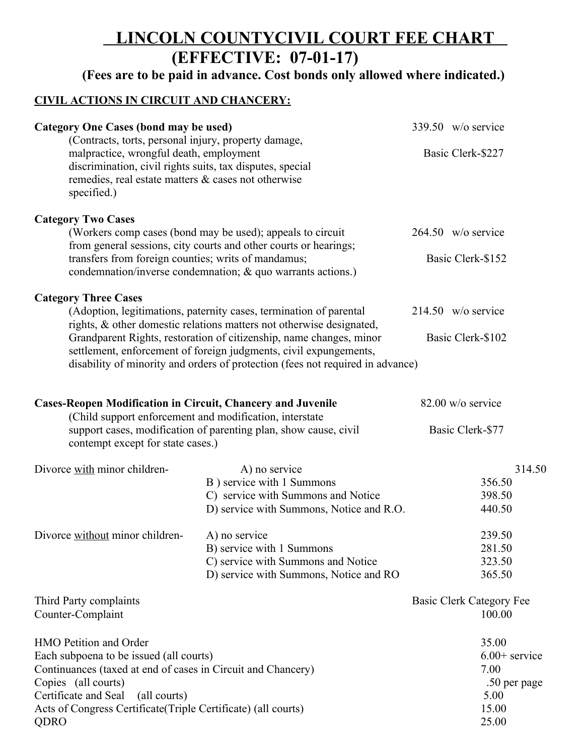# LINCOLN COUNTYCIVIL COURT FEE CHART
## (EFFECTIVE: 07-01-17)

**(Fees are to be paid in advance. Cost bonds only allowed where indicated.)**

**CIVIL ACTIONS IN CIRCUIT AND CHANCERY:**

**Category One Cases (bond may be used)** — 339.50 w/o service; Basic Clerk-$227

(Contracts, torts, personal injury, property damage, malpractice, wrongful death, employment discrimination, civil rights suits, tax disputes, special remedies, real estate matters & cases not otherwise specified.)

**Category Two Cases** — 264.50 w/o service; Basic Clerk-$152

(Workers comp cases (bond may be used); appeals to circuit from general sessions, city courts and other courts or hearings; transfers from foreign counties; writs of mandamus; condemnation/inverse condemnation; & quo warrants actions.)

**Category Three Cases** — 214.50 w/o service; Basic Clerk-$102

(Adoption, legitimations, paternity cases, termination of parental rights, & other domestic relations matters not otherwise designated, Grandparent Rights, restoration of citizenship, name changes, minor settlement, enforcement of foreign judgments, civil expungements, disability of minority and orders of protection (fees not required in advance)

**Cases-Reopen Modification in Circuit, Chancery and Juvenile** — 82.00 w/o service; Basic Clerk-$77

(Child support enforcement and modification, interstate support cases, modification of parenting plan, show cause, civil contempt except for state cases.)

| | | |
|---|---|---|
| Divorce with minor children- | A) no service | 314.50 |
| | B ) service with 1 Summons | 356.50 |
| | C) service with Summons and Notice | 398.50 |
| | D) service with Summons, Notice and R.O. | 440.50 |
| Divorce without minor children- | A) no service | 239.50 |
| | B) service with 1 Summons | 281.50 |
| | C) service with Summons and Notice | 323.50 |
| | D) service with Summons, Notice and RO | 365.50 |

| | |
|---|---|
| Third Party complaints | Basic Clerk Category Fee |
| Counter-Complaint | 100.00 |
| HMO Petition and Order | 35.00 |
| Each subpoena to be issued (all courts) | 6.00+ service |
| Continuances (taxed at end of cases in Circuit and Chancery) | 7.00 |
| Copies (all courts) | .50 per page |
| Certificate and Seal (all courts) | 5.00 |
| Acts of Congress Certificate(Triple Certificate) (all courts) | 15.00 |
| QDRO | 25.00 |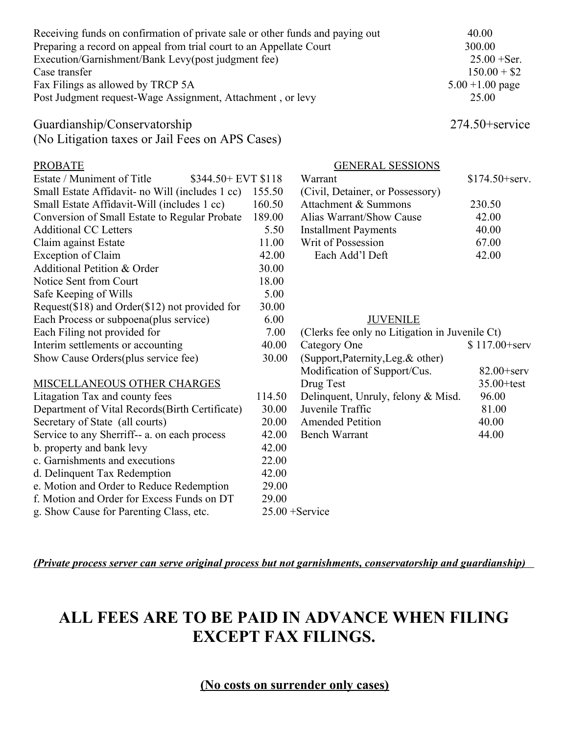| | |
|---|---|
| Receiving funds on confirmation of private sale or other funds and paying out | 40.00 |
| Preparing a record on appeal from trial court to an Appellate Court | 300.00 |
| Execution/Garnishment/Bank Levy(post judgment fee) | 25.00 +Ser. |
| Case transfer | 150.00 + $2 |
| Fax Filings as allowed by TRCP 5A | 5.00 +1.00 page |
| Post Judgment request-Wage Assignment, Attachment , or levy | 25.00 |

Guardianship/Conservatorship 274.50+service
(No Litigation taxes or Jail Fees on APS Cases)

| PROBATE | |
|---|---|
| Estate / Muniment of Title | $344.50+ EVT $118 |
| Small Estate Affidavit- no Will (includes 1 cc) | 155.50 |
| Small Estate Affidavit-Will (includes 1 cc) | 160.50 |
| Conversion of Small Estate to Regular Probate | 189.00 |
| Additional CC Letters | 5.50 |
| Claim against Estate | 11.00 |
| Exception of Claim | 42.00 |
| Additional Petition & Order | 30.00 |
| Notice Sent from Court | 18.00 |
| Safe Keeping of Wills | 5.00 |
| Request($18) and Order($12) not provided for | 30.00 |
| Each Process or subpoena(plus service) | 6.00 |
| Each Filing not provided for | 7.00 |
| Interim settlements or accounting | 40.00 |
| Show Cause Orders(plus service fee) | 30.00 |

| MISCELLANEOUS OTHER CHARGES | |
|---|---|
| Litigation Tax and county fees | 114.50 |
| Department of Vital Records(Birth Certificate) | 30.00 |
| Secretary of State (all courts) | 20.00 |
| Service to any Sherriff-- a. on each process | 42.00 |
| b. property and bank levy | 42.00 |
| c. Garnishments and executions | 22.00 |
| d. Delinquent Tax Redemption | 42.00 |
| e. Motion and Order to Reduce Redemption | 29.00 |
| f. Motion and Order for Excess Funds on DT | 29.00 |
| g. Show Cause for Parenting Class, etc. | 25.00 +Service |

| GENERAL SESSIONS | |
|---|---|
| Warrant | $174.50+serv. |
| (Civil, Detainer, or Possessory) | |
| Attachment & Summons | 230.50 |
| Alias Warrant/Show Cause | 42.00 |
| Installment Payments | 40.00 |
| Writ of Possession | 67.00 |
| Each Add'l Deft | 42.00 |

| JUVENILE | |
|---|---|
| (Clerks fee only no Litigation in Juvenile Ct) | |
| Category One | $ 117.00+serv |
| (Support,Paternity,Leg.& other) | |
| Modification of Support/Cus. | 82.00+serv |
| Drug Test | 35.00+test |
| Delinquent, Unruly, felony & Misd. | 96.00 |
| Juvenile Traffic | 81.00 |
| Amended Petition | 40.00 |
| Bench Warrant | 44.00 |

***(Private process server can serve original process but not garnishments, conservatorship and guardianship)***

# ALL FEES ARE TO BE PAID IN ADVANCE WHEN FILING EXCEPT FAX FILINGS.

**(No costs on surrender only cases)**